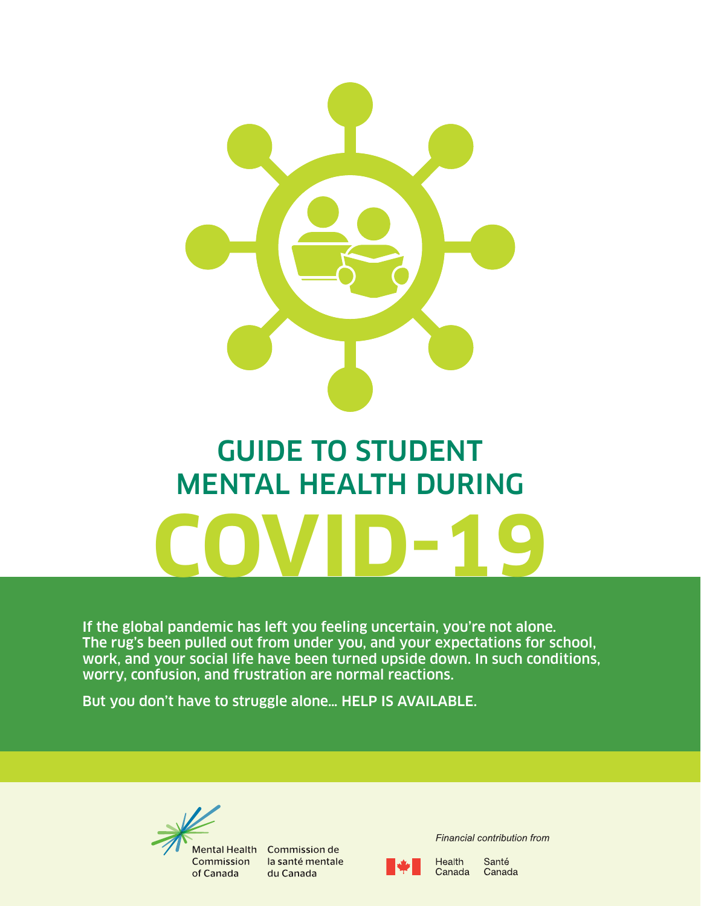# GUIDE TO STUDENT MENTAL HEALTH DURING COVID-19

**If the global pandemic has left you feeling uncertain, you're not alone. The rug's been pulled out from under you, and your expectations for school, work, and your social life have been turned upside down. In such conditions, worry, confusion, and frustration are normal reactions.**

**But you don't have to struggle alone... HELP IS AVAILABLE.**

Mental Health Commission of Canada
Commission de la santé mentale du Canada

*Financial contribution from*

Health Canada
Santé Canada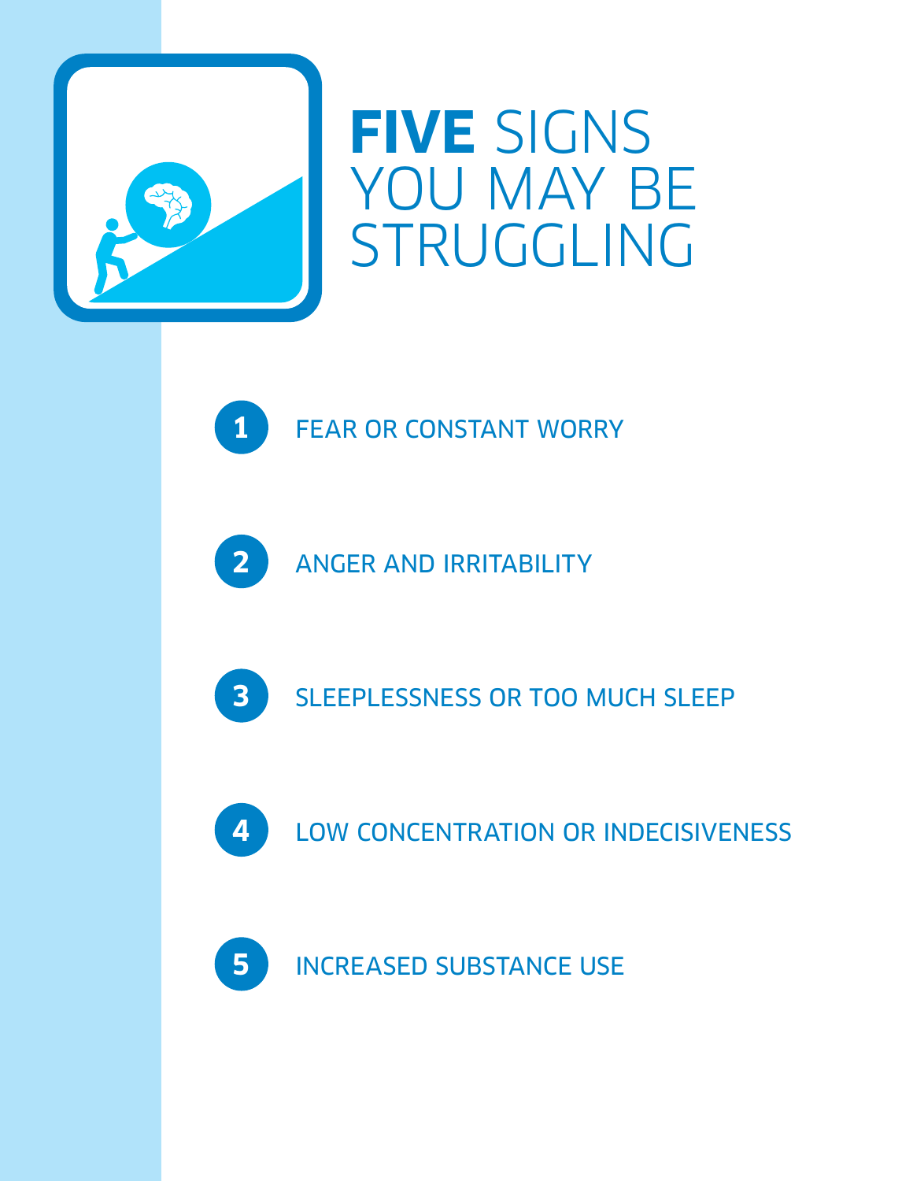# **FIVE** SIGNS YOU MAY BE STRUGGLING

1. FEAR OR CONSTANT WORRY
2. ANGER AND IRRITABILITY
3. SLEEPLESSNESS OR TOO MUCH SLEEP
4. LOW CONCENTRATION OR INDECISIVENESS
5. INCREASED SUBSTANCE USE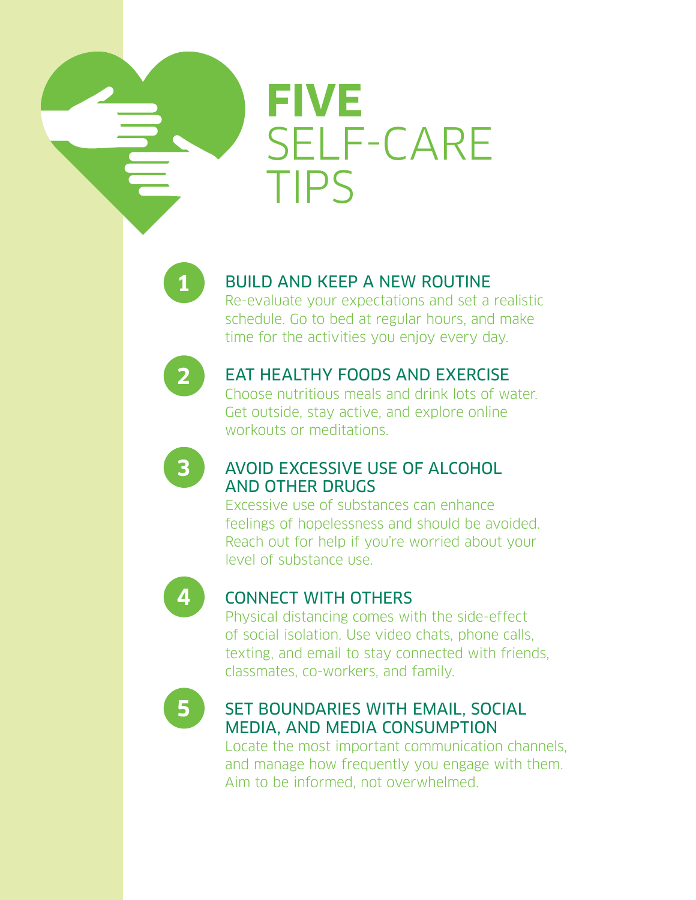# **FIVE** SELF-CARE TIPS

## 1 BUILD AND KEEP A NEW ROUTINE

Re-evaluate your expectations and set a realistic schedule. Go to bed at regular hours, and make time for the activities you enjoy every day.

## 2 EAT HEALTHY FOODS AND EXERCISE

Choose nutritious meals and drink lots of water. Get outside, stay active, and explore online workouts or meditations.

## 3 AVOID EXCESSIVE USE OF ALCOHOL AND OTHER DRUGS

Excessive use of substances can enhance feelings of hopelessness and should be avoided. Reach out for help if you're worried about your level of substance use.

## 4 CONNECT WITH OTHERS

Physical distancing comes with the side-effect of social isolation. Use video chats, phone calls, texting, and email to stay connected with friends, classmates, co-workers, and family.

## 5 SET BOUNDARIES WITH EMAIL, SOCIAL MEDIA, AND MEDIA CONSUMPTION

Locate the most important communication channels, and manage how frequently you engage with them. Aim to be informed, not overwhelmed.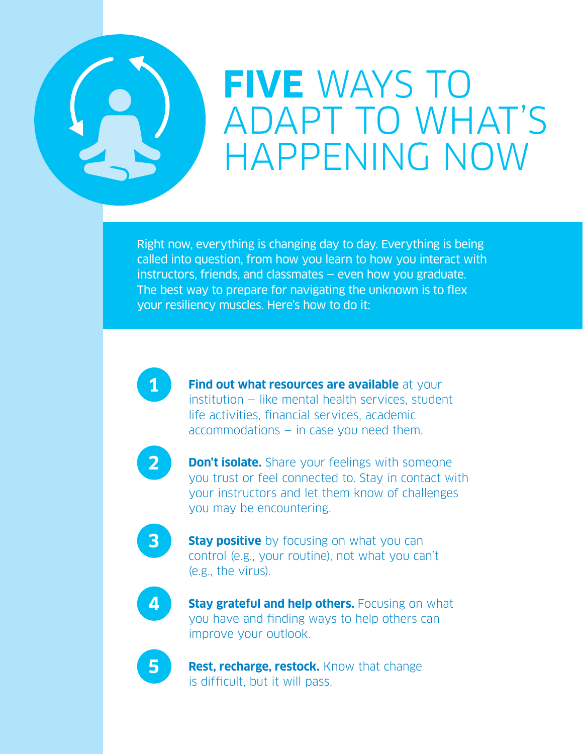# **FIVE** WAYS TO ADAPT TO WHAT'S HAPPENING NOW

Right now, everything is changing day to day. Everything is being called into question, from how you learn to how you interact with instructors, friends, and classmates — even how you graduate. The best way to prepare for navigating the unknown is to flex your resiliency muscles. Here's how to do it:

1. **Find out what resources are available** at your institution — like mental health services, student life activities, financial services, academic accommodations — in case you need them.

2. **Don't isolate.** Share your feelings with someone you trust or feel connected to. Stay in contact with your instructors and let them know of challenges you may be encountering.

3. **Stay positive** by focusing on what you can control (e.g., your routine), not what you can't (e.g., the virus).

4. **Stay grateful and help others.** Focusing on what you have and finding ways to help others can improve your outlook.

5. **Rest, recharge, restock.** Know that change is difficult, but it will pass.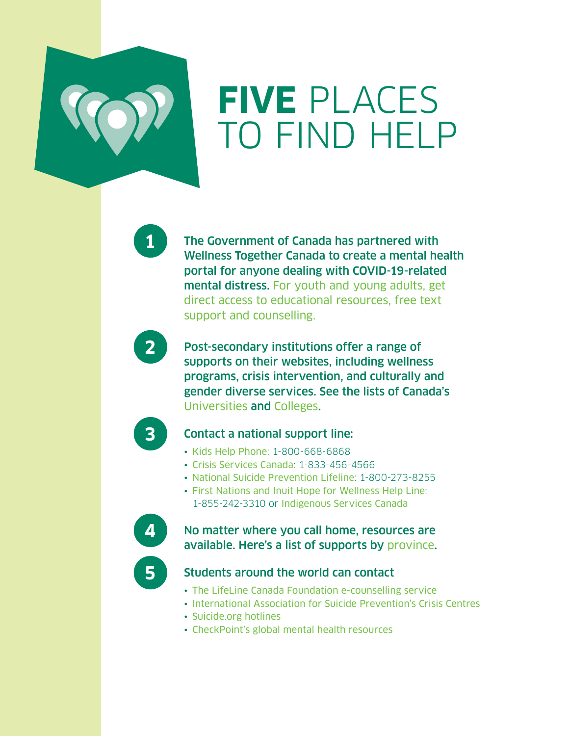# **FIVE** PLACES TO FIND HELP

1. **The Government of Canada has partnered with Wellness Together Canada to create a mental health portal for anyone dealing with COVID-19-related mental distress.** For youth and young adults, get direct access to educational resources, free text support and counselling.

2. **Post-secondary institutions offer a range of supports on their websites, including wellness programs, crisis intervention, and culturally and gender diverse services. See the lists of Canada's** Universities **and** Colleges.

3. **Contact a national support line:**
   - Kids Help Phone: 1-800-668-6868
   - Crisis Services Canada: 1-833-456-4566
   - National Suicide Prevention Lifeline: 1-800-273-8255
   - First Nations and Inuit Hope for Wellness Help Line: 1-855-242-3310 or Indigenous Services Canada

4. **No matter where you call home, resources are available. Here's a list of supports by** province.

5. **Students around the world can contact**
   - The LifeLine Canada Foundation e-counselling service
   - International Association for Suicide Prevention's Crisis Centres
   - Suicide.org hotlines
   - CheckPoint's global mental health resources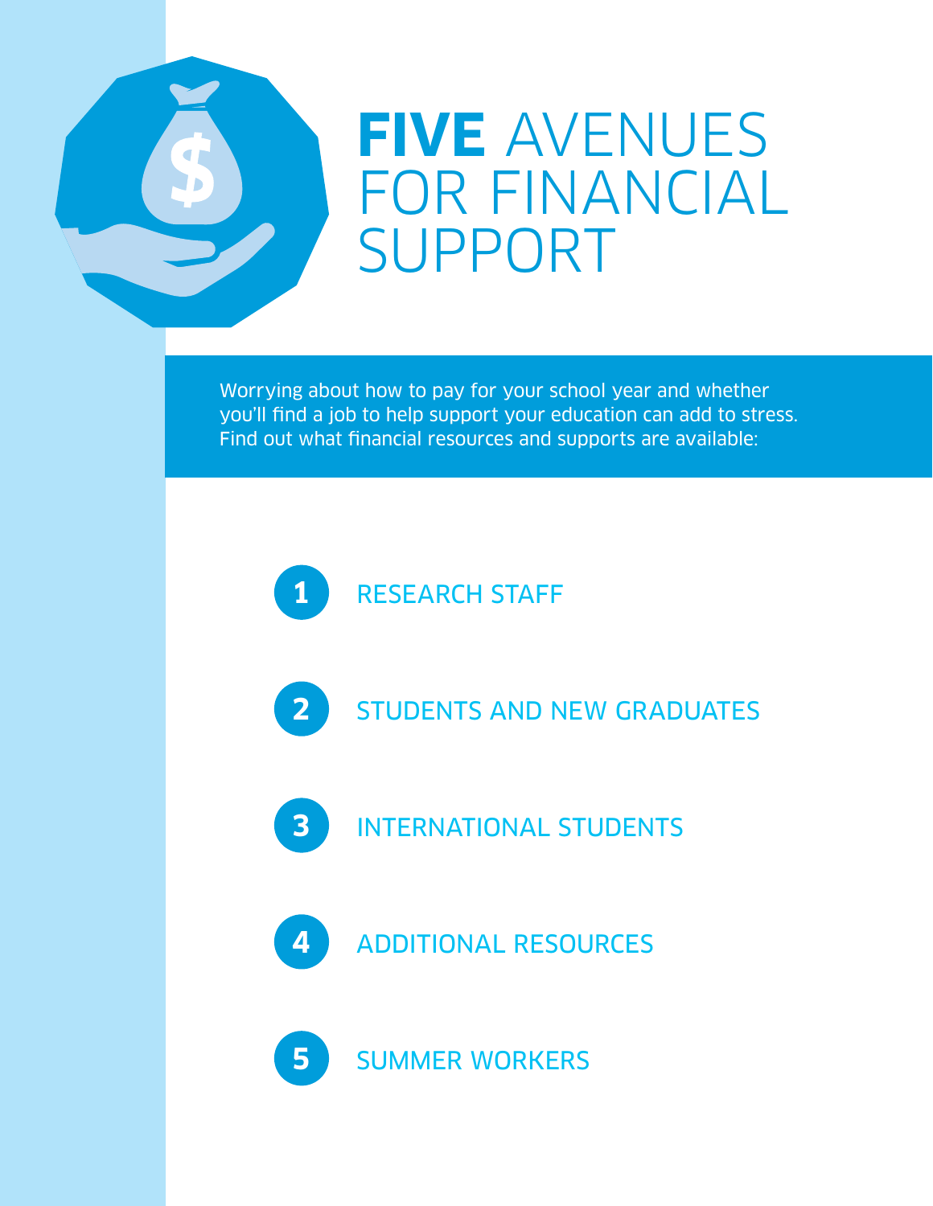# **FIVE** AVENUES FOR FINANCIAL SUPPORT

Worrying about how to pay for your school year and whether you'll find a job to help support your education can add to stress. Find out what financial resources and supports are available:

1. RESEARCH STAFF
2. STUDENTS AND NEW GRADUATES
3. INTERNATIONAL STUDENTS
4. ADDITIONAL RESOURCES
5. SUMMER WORKERS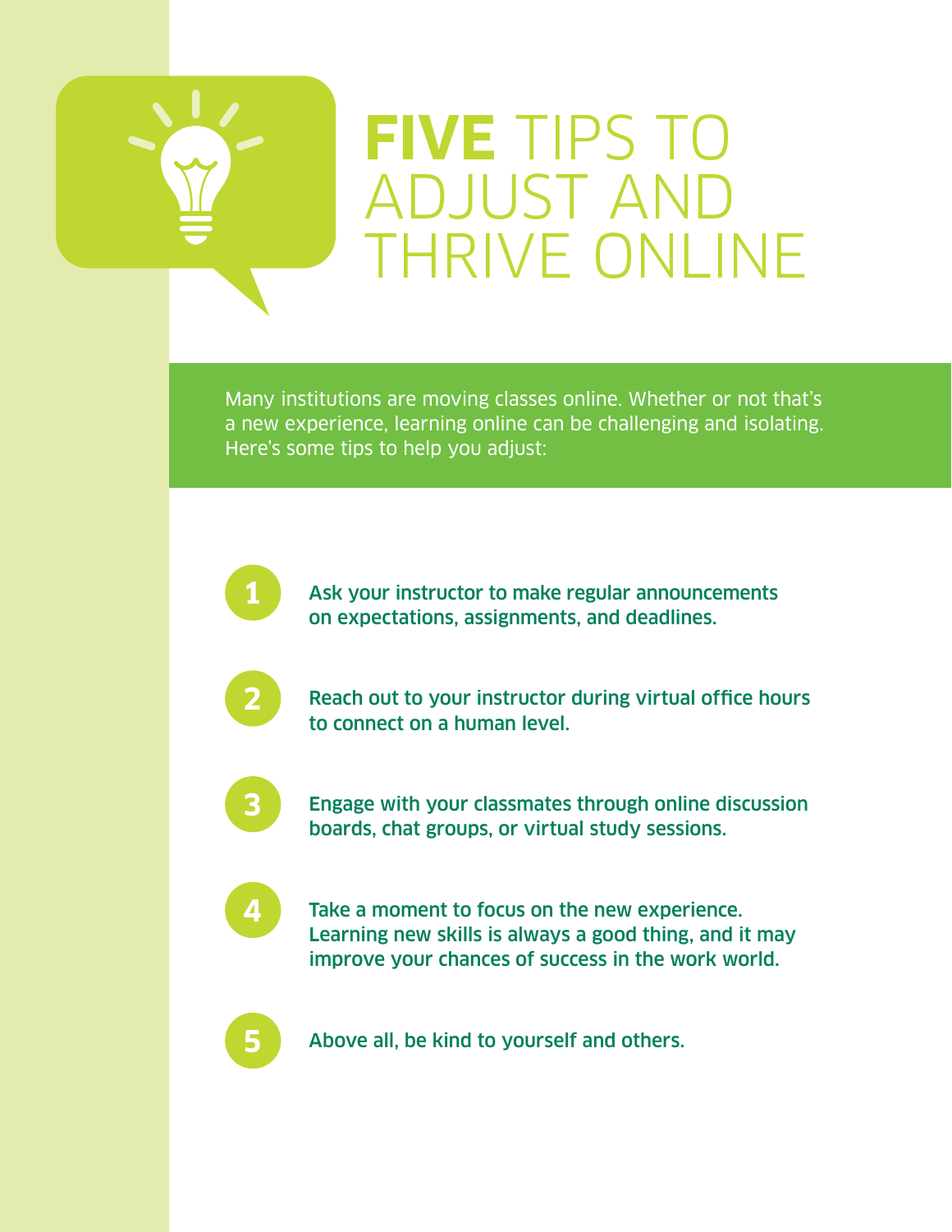# **FIVE** TIPS TO ADJUST AND THRIVE ONLINE

Many institutions are moving classes online. Whether or not that's a new experience, learning online can be challenging and isolating. Here's some tips to help you adjust:

1. Ask your instructor to make regular announcements on expectations, assignments, and deadlines.
2. Reach out to your instructor during virtual office hours to connect on a human level.
3. Engage with your classmates through online discussion boards, chat groups, or virtual study sessions.
4. Take a moment to focus on the new experience. Learning new skills is always a good thing, and it may improve your chances of success in the work world.
5. Above all, be kind to yourself and others.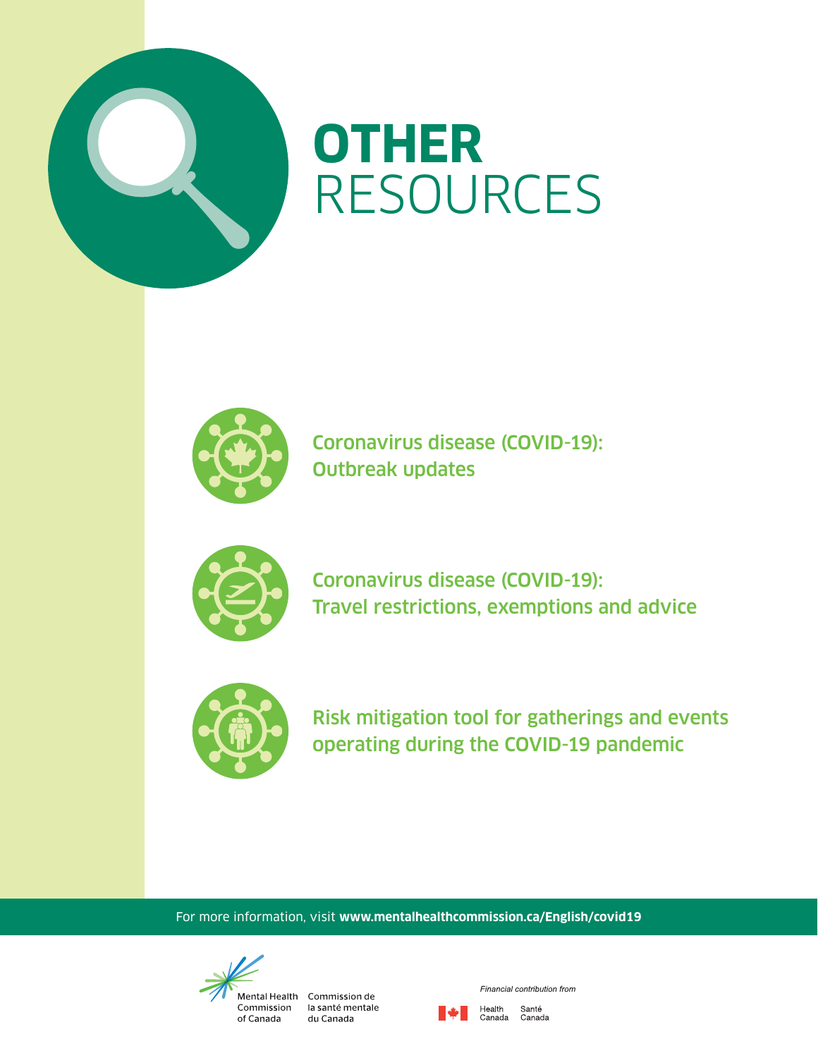# OTHER RESOURCES

Coronavirus disease (COVID-19): Outbreak updates

Coronavirus disease (COVID-19): Travel restrictions, exemptions and advice

Risk mitigation tool for gatherings and events operating during the COVID-19 pandemic

For more information, visit **www.mentalhealthcommission.ca/English/covid19**

Mental Health Commission of Canada
Commission de la santé mentale du Canada

*Financial contribution from*

Health Canada
Santé Canada